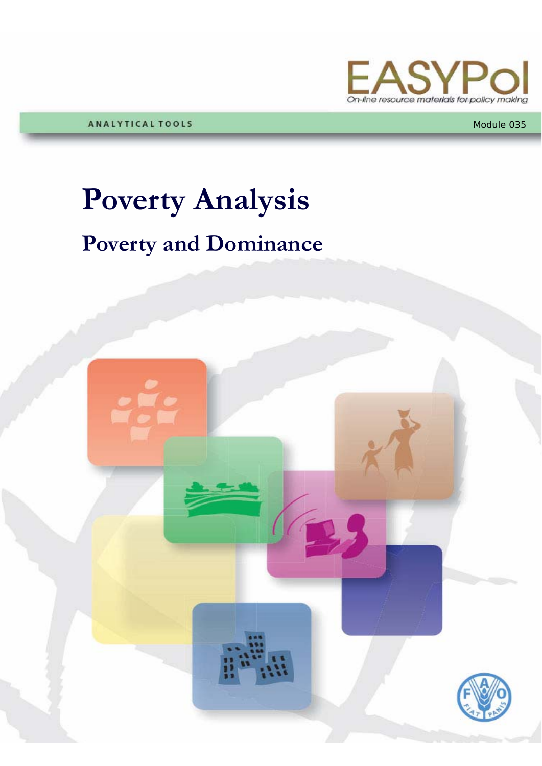EASYPol

On-line resource materials for policy making

ANALYTICAL TOOLS

Module 035

# Poverty Analysis

## Poverty and Dominance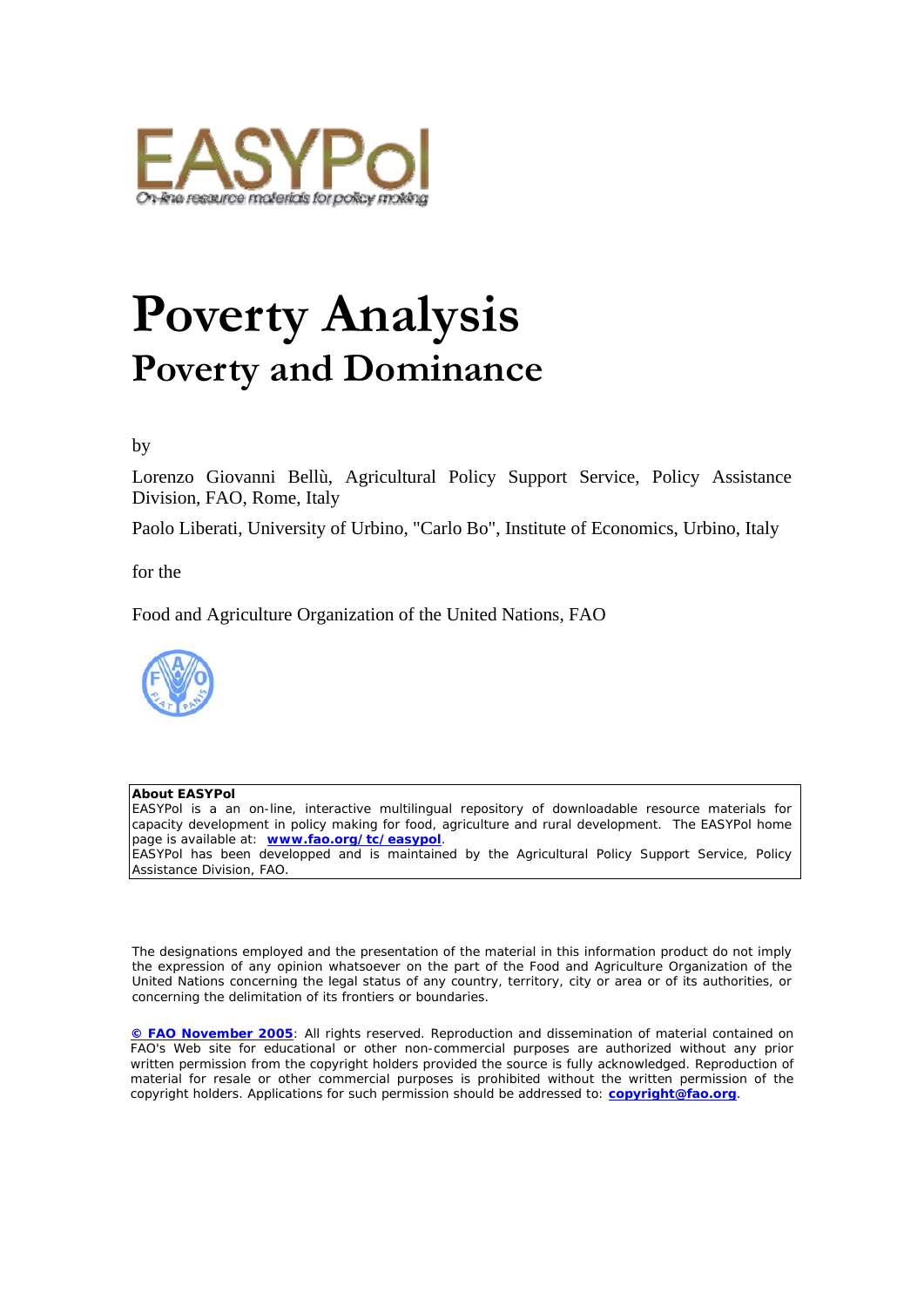# Poverty Analysis
## Poverty and Dominance

by

Lorenzo Giovanni Bellù, Agricultural Policy Support Service, Policy Assistance Division, FAO, Rome, Italy

Paolo Liberati, University of Urbino, "Carlo Bo", Institute of Economics, Urbino, Italy

for the

Food and Agriculture Organization of the United Nations, FAO

**About EASYPol**
EASYPol is a an on-line, interactive multilingual repository of downloadable resource materials for capacity development in policy making for food, agriculture and rural development. The EASYPol home page is available at: **www.fao.org/tc/easypol**.
EASYPol has been developped and is maintained by the Agricultural Policy Support Service, Policy Assistance Division, FAO.

The designations employed and the presentation of the material in this information product do not imply the expression of any opinion whatsoever on the part of the Food and Agriculture Organization of the United Nations concerning the legal status of any country, territory, city or area or of its authorities, or concerning the delimitation of its frontiers or boundaries.

**© FAO November 2005**: All rights reserved. Reproduction and dissemination of material contained on FAO's Web site for educational or other non-commercial purposes are authorized without any prior written permission from the copyright holders provided the source is fully acknowledged. Reproduction of material for resale or other commercial purposes is prohibited without the written permission of the copyright holders. Applications for such permission should be addressed to: **copyright@fao.org**.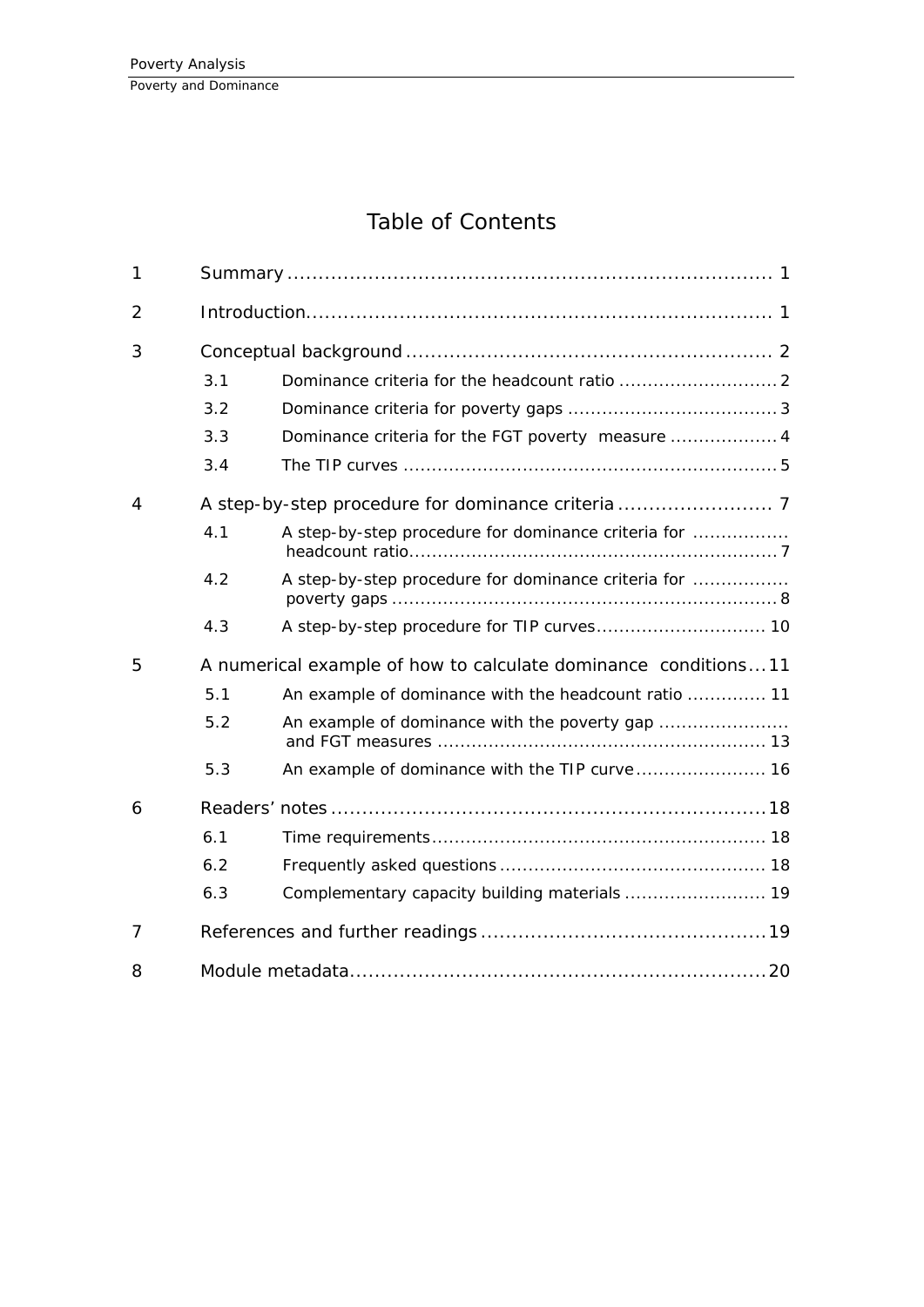# Table of Contents

| | | |
|---|---|---|
| 1 | Summary | 1 |
| 2 | Introduction | 1 |
| 3 | Conceptual background | 2 |
| 3.1 | Dominance criteria for the headcount ratio | 2 |
| 3.2 | Dominance criteria for poverty gaps | 3 |
| 3.3 | Dominance criteria for the FGT poverty measure | 4 |
| 3.4 | The TIP curves | 5 |
| 4 | A step-by-step procedure for dominance criteria | 7 |
| 4.1 | A step-by-step procedure for dominance criteria for headcount ratio | 7 |
| 4.2 | A step-by-step procedure for dominance criteria for poverty gaps | 8 |
| 4.3 | A step-by-step procedure for TIP curves | 10 |
| 5 | A numerical example of how to calculate dominance conditions | 11 |
| 5.1 | An example of dominance with the headcount ratio | 11 |
| 5.2 | An example of dominance with the poverty gap and FGT measures | 13 |
| 5.3 | An example of dominance with the TIP curve | 16 |
| 6 | Readers' notes | 18 |
| 6.1 | Time requirements | 18 |
| 6.2 | Frequently asked questions | 18 |
| 6.3 | Complementary capacity building materials | 19 |
| 7 | References and further readings | 19 |
| 8 | Module metadata | 20 |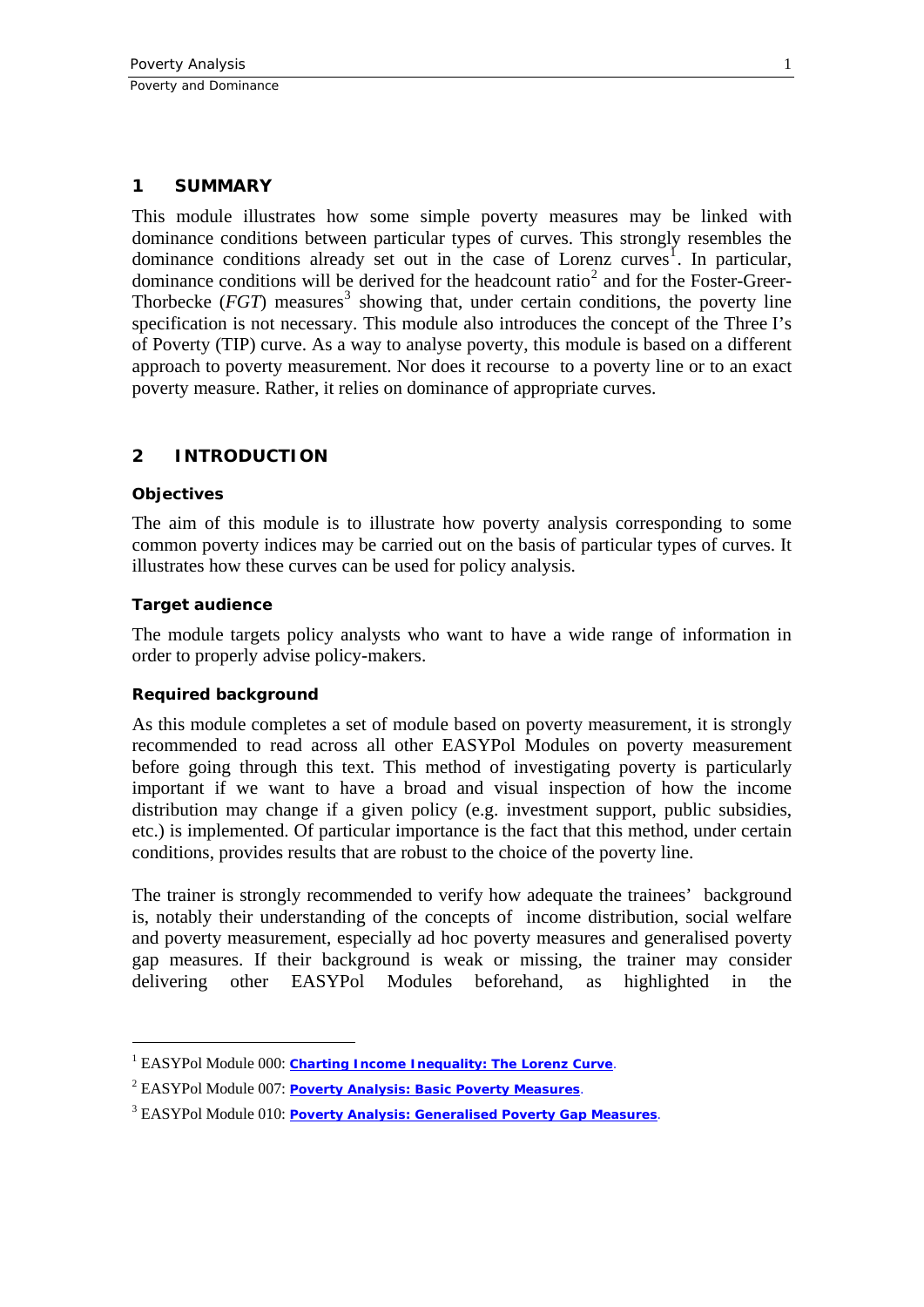# 1 SUMMARY

This module illustrates how some simple poverty measures may be linked with dominance conditions between particular types of curves. This strongly resembles the dominance conditions already set out in the case of Lorenz curves[1]. In particular, dominance conditions will be derived for the headcount ratio[2] and for the Foster-Greer-Thorbecke (*FGT*) measures[3] showing that, under certain conditions, the poverty line specification is not necessary. This module also introduces the concept of the Three I's of Poverty (TIP) curve. As a way to analyse poverty, this module is based on a different approach to poverty measurement. Nor does it recourse to a poverty line or to an exact poverty measure. Rather, it relies on dominance of appropriate curves.

# 2 INTRODUCTION

### Objectives

The aim of this module is to illustrate how poverty analysis corresponding to some common poverty indices may be carried out on the basis of particular types of curves. It illustrates how these curves can be used for policy analysis.

### Target audience

The module targets policy analysts who want to have a wide range of information in order to properly advise policy-makers.

### Required background

As this module completes a set of module based on poverty measurement, it is strongly recommended to read across all other EASYPol Modules on poverty measurement before going through this text. This method of investigating poverty is particularly important if we want to have a broad and visual inspection of how the income distribution may change if a given policy (e.g. investment support, public subsidies, etc.) is implemented. Of particular importance is the fact that this method, under certain conditions, provides results that are robust to the choice of the poverty line.

The trainer is strongly recommended to verify how adequate the trainees' background is, notably their understanding of the concepts of income distribution, social welfare and poverty measurement, especially ad hoc poverty measures and generalised poverty gap measures. If their background is weak or missing, the trainer may consider delivering other EASYPol Modules beforehand, as highlighted in the

---

[1] EASYPol Module 000: **Charting Income Inequality: The Lorenz Curve**.

[2] EASYPol Module 007: **Poverty Analysis: Basic Poverty Measures**.

[3] EASYPol Module 010: **Poverty Analysis: Generalised Poverty Gap Measures**.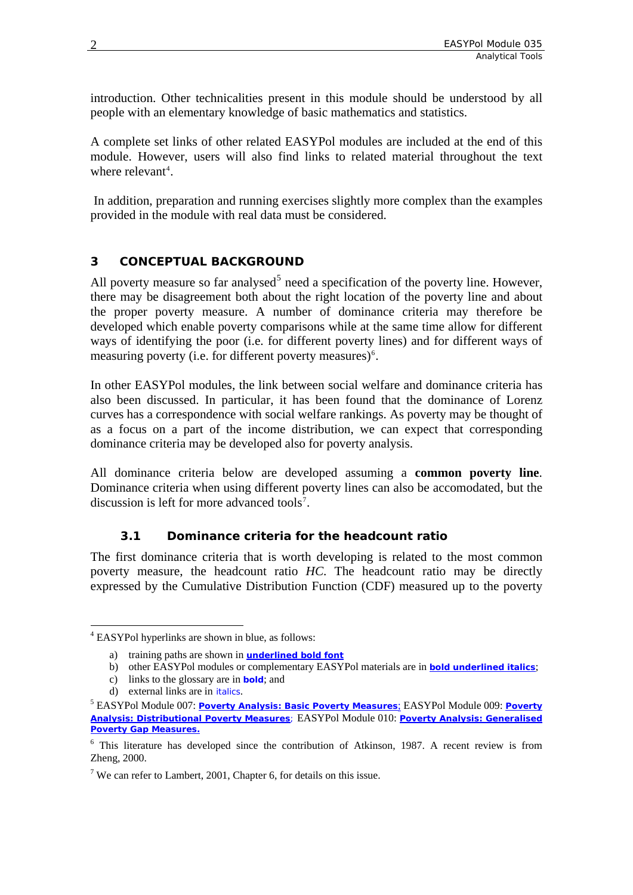introduction. Other technicalities present in this module should be understood by all people with an elementary knowledge of basic mathematics and statistics.

A complete set links of other related EASYPol modules are included at the end of this module. However, users will also find links to related material throughout the text where relevant[4].

In addition, preparation and running exercises slightly more complex than the examples provided in the module with real data must be considered.

# 3 CONCEPTUAL BACKGROUND

All poverty measure so far analysed[5] need a specification of the poverty line. However, there may be disagreement both about the right location of the poverty line and about the proper poverty measure. A number of dominance criteria may therefore be developed which enable poverty comparisons while at the same time allow for different ways of identifying the poor (i.e. for different poverty lines) and for different ways of measuring poverty (i.e. for different poverty measures)[6].

In other EASYPol modules, the link between social welfare and dominance criteria has also been discussed. In particular, it has been found that the dominance of Lorenz curves has a correspondence with social welfare rankings. As poverty may be thought of as a focus on a part of the income distribution, we can expect that corresponding dominance criteria may be developed also for poverty analysis.

All dominance criteria below are developed assuming a **common poverty line**. Dominance criteria when using different poverty lines can also be accomodated, but the discussion is left for more advanced tools[7].

## 3.1 Dominance criteria for the headcount ratio

The first dominance criteria that is worth developing is related to the most common poverty measure, the headcount ratio *HC*. The headcount ratio may be directly expressed by the Cumulative Distribution Function (CDF) measured up to the poverty

---

[4] EASYPol hyperlinks are shown in blue, as follows:

a) training paths are shown in **underlined bold font**
b) other EASYPol modules or complementary EASYPol materials are in ***bold underlined italics***;
c) links to the glossary are in **bold**; and
d) external links are in *italics*.

[5] EASYPol Module 007: **Poverty Analysis: Basic Poverty Measures**; EASYPol Module 009: **Poverty Analysis: Distributional Poverty Measures**; EASYPol Module 010: **Poverty Analysis: Generalised Poverty Gap Measures.**

[6] This literature has developed since the contribution of Atkinson, 1987. A recent review is from Zheng, 2000.

[7] We can refer to Lambert, 2001, Chapter 6, for details on this issue.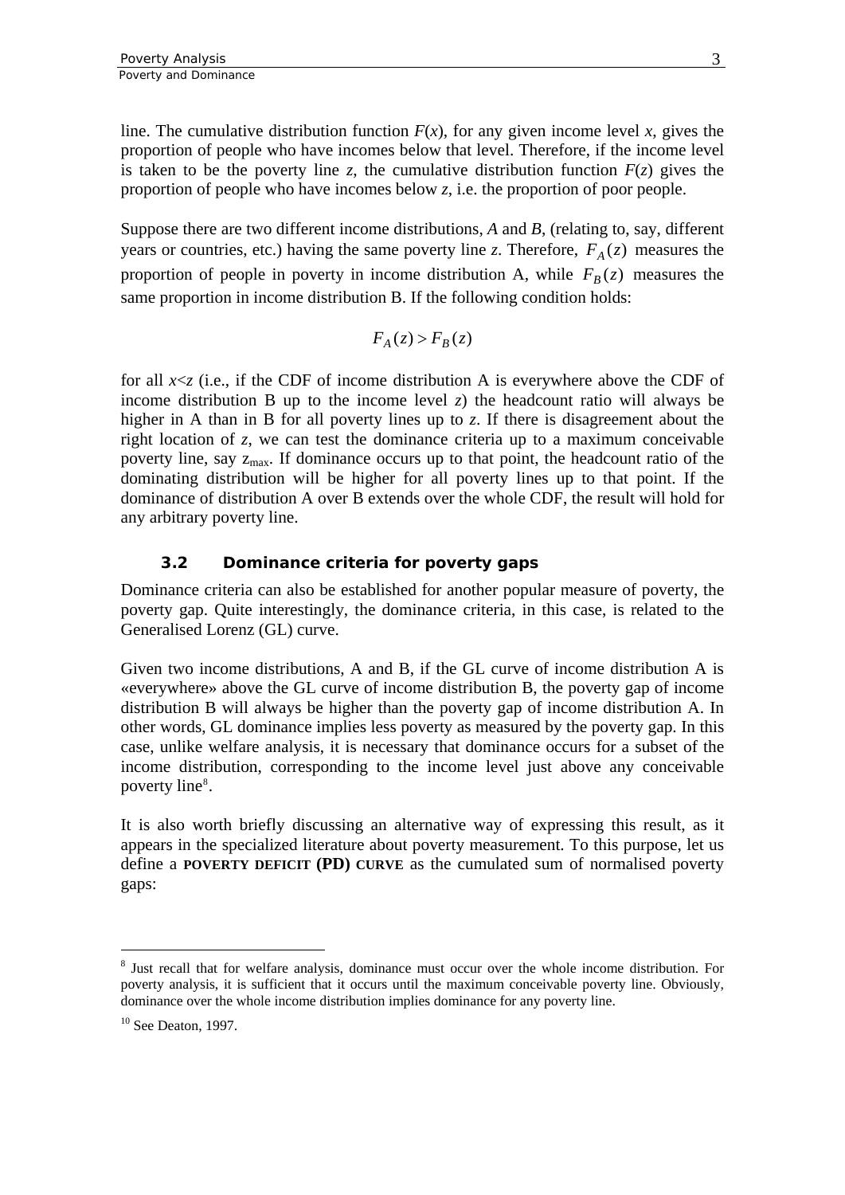line. The cumulative distribution function $F(x)$, for any given income level $x$, gives the proportion of people who have incomes below that level. Therefore, if the income level is taken to be the poverty line $z$, the cumulative distribution function $F(z)$ gives the proportion of people who have incomes below $z$, i.e. the proportion of poor people.

Suppose there are two different income distributions, $A$ and $B$, (relating to, say, different years or countries, etc.) having the same poverty line $z$. Therefore, $F_A(z)$ measures the proportion of people in poverty in income distribution A, while $F_B(z)$ measures the same proportion in income distribution B. If the following condition holds:

$$F_A(z) > F_B(z)$$

for all $x<z$ (i.e., if the CDF of income distribution A is everywhere above the CDF of income distribution B up to the income level $z$) the headcount ratio will always be higher in A than in B for all poverty lines up to $z$. If there is disagreement about the right location of $z$, we can test the dominance criteria up to a maximum conceivable poverty line, say $z_{max}$. If dominance occurs up to that point, the headcount ratio of the dominating distribution will be higher for all poverty lines up to that point. If the dominance of distribution A over B extends over the whole CDF, the result will hold for any arbitrary poverty line.

### 3.2 Dominance criteria for poverty gaps

Dominance criteria can also be established for another popular measure of poverty, the poverty gap. Quite interestingly, the dominance criteria, in this case, is related to the Generalised Lorenz (GL) curve.

Given two income distributions, A and B, if the GL curve of income distribution A is «everywhere» above the GL curve of income distribution B, the poverty gap of income distribution B will always be higher than the poverty gap of income distribution A. In other words, GL dominance implies less poverty as measured by the poverty gap. In this case, unlike welfare analysis, it is necessary that dominance occurs for a subset of the income distribution, corresponding to the income level just above any conceivable poverty line[8].

It is also worth briefly discussing an alternative way of expressing this result, as it appears in the specialized literature about poverty measurement. To this purpose, let us define a **POVERTY DEFICIT (PD) CURVE** as the cumulated sum of normalised poverty gaps:

---

[8] Just recall that for welfare analysis, dominance must occur over the whole income distribution. For poverty analysis, it is sufficient that it occurs until the maximum conceivable poverty line. Obviously, dominance over the whole income distribution implies dominance for any poverty line.

[10] See Deaton, 1997.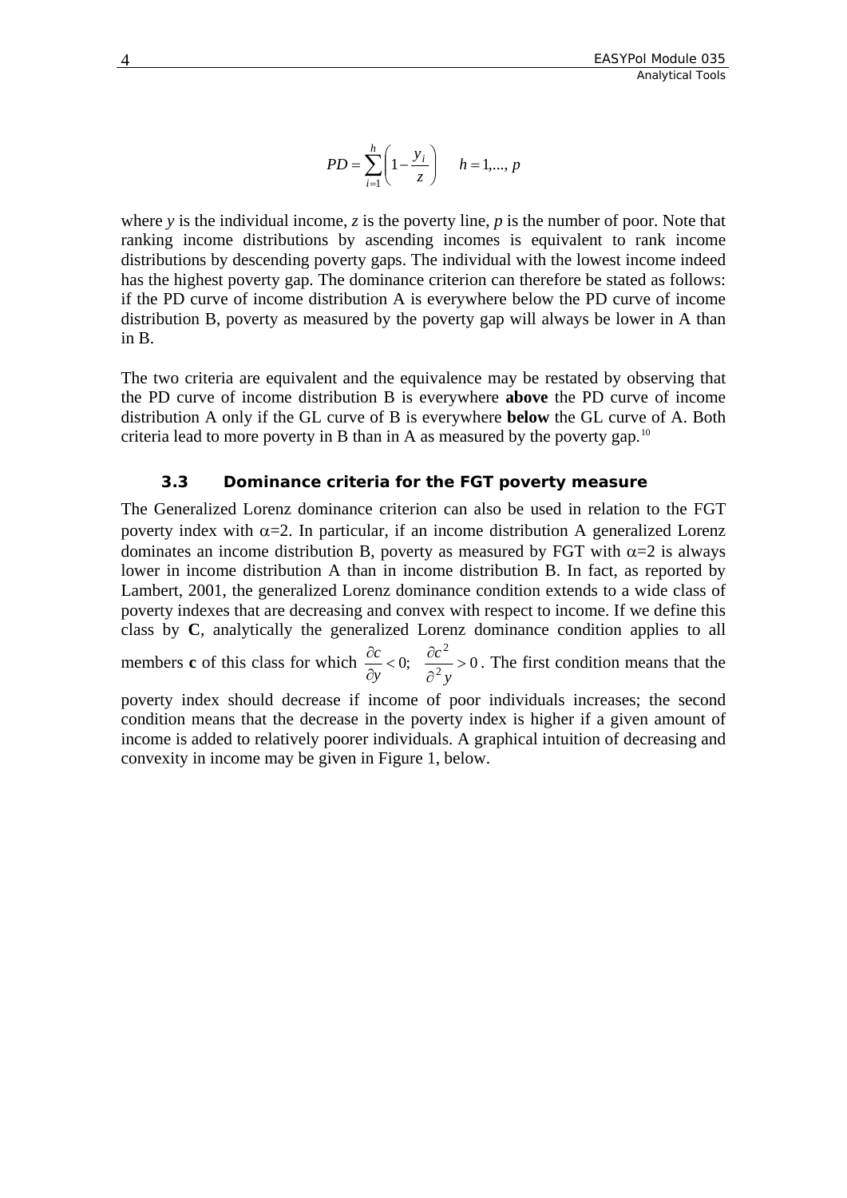$$PD = \sum_{i=1}^{h} \left(1 - \frac{y_i}{z}\right) \qquad h = 1,..., p$$

where *y* is the individual income, *z* is the poverty line, *p* is the number of poor. Note that ranking income distributions by ascending incomes is equivalent to rank income distributions by descending poverty gaps. The individual with the lowest income indeed has the highest poverty gap. The dominance criterion can therefore be stated as follows: if the PD curve of income distribution A is everywhere below the PD curve of income distribution B, poverty as measured by the poverty gap will always be lower in A than in B.

The two criteria are equivalent and the equivalence may be restated by observing that the PD curve of income distribution B is everywhere **above** the PD curve of income distribution A only if the GL curve of B is everywhere **below** the GL curve of A. Both criteria lead to more poverty in B than in A as measured by the poverty gap.[10]

### 3.3 Dominance criteria for the FGT poverty measure

The Generalized Lorenz dominance criterion can also be used in relation to the FGT poverty index with $\alpha=2$. In particular, if an income distribution A generalized Lorenz dominates an income distribution B, poverty as measured by FGT with $\alpha=2$ is always lower in income distribution A than in income distribution B. In fact, as reported by Lambert, 2001, the generalized Lorenz dominance condition extends to a wide class of poverty indexes that are decreasing and convex with respect to income. If we define this class by **C**, analytically the generalized Lorenz dominance condition applies to all members **c** of this class for which $\frac{\partial c}{\partial y} < 0; \quad \frac{\partial c^2}{\partial^2 y} > 0$. The first condition means that the poverty index should decrease if income of poor individuals increases; the second condition means that the decrease in the poverty index is higher if a given amount of income is added to relatively poorer individuals. A graphical intuition of decreasing and convexity in income may be given in Figure 1, below.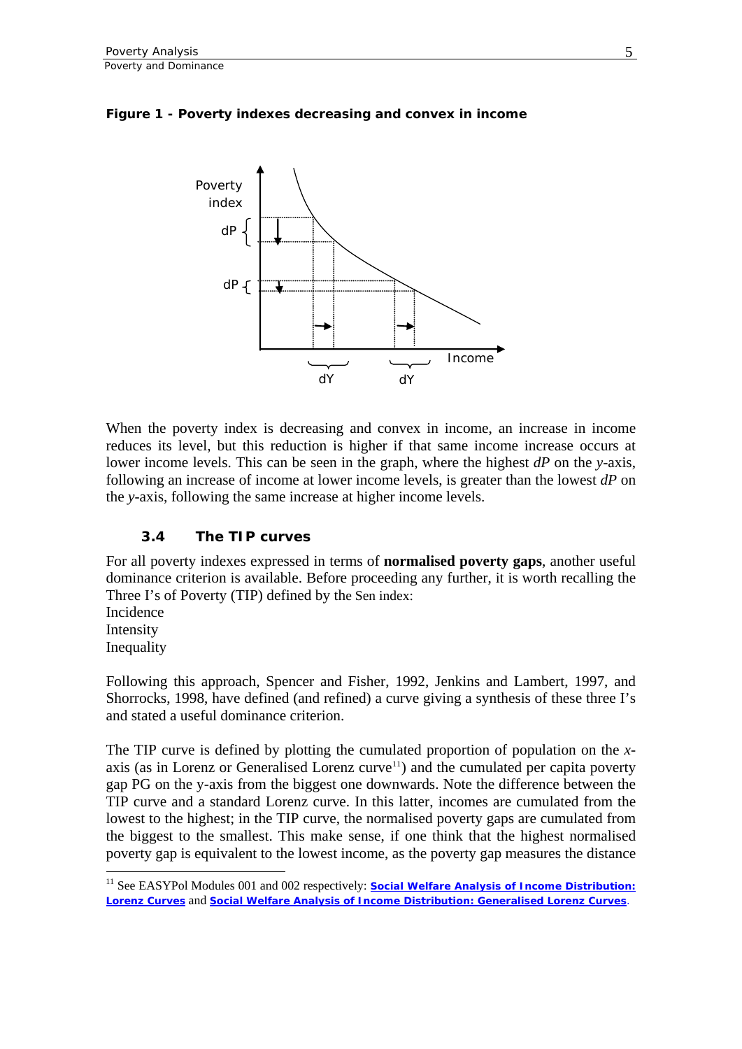**Figure 1 - Poverty indexes decreasing and convex in income**

When the poverty index is decreasing and convex in income, an increase in income reduces its level, but this reduction is higher if that same income increase occurs at lower income levels. This can be seen in the graph, where the highest *dP* on the *y*-axis, following an increase of income at lower income levels, is greater than the lowest *dP* on the *y*-axis, following the same increase at higher income levels.

### 3.4 The TIP curves

For all poverty indexes expressed in terms of **normalised poverty gaps**, another useful dominance criterion is available. Before proceeding any further, it is worth recalling the Three I's of Poverty (TIP) defined by the Sen index:

Incidence
Intensity
Inequality

Following this approach, Spencer and Fisher, 1992, Jenkins and Lambert, 1997, and Shorrocks, 1998, have defined (and refined) a curve giving a synthesis of these three I's and stated a useful dominance criterion.

The TIP curve is defined by plotting the cumulated proportion of population on the *x*-axis (as in Lorenz or Generalised Lorenz curve[11]) and the cumulated per capita poverty gap PG on the y-axis from the biggest one downwards. Note the difference between the TIP curve and a standard Lorenz curve. In this latter, incomes are cumulated from the lowest to the highest; in the TIP curve, the normalised poverty gaps are cumulated from the biggest to the smallest. This make sense, if one think that the highest normalised poverty gap is equivalent to the lowest income, as the poverty gap measures the distance

[11] See EASYPol Modules 001 and 002 respectively: **Social Welfare Analysis of Income Distribution: Lorenz Curves** and **Social Welfare Analysis of Income Distribution: Generalised Lorenz Curves**.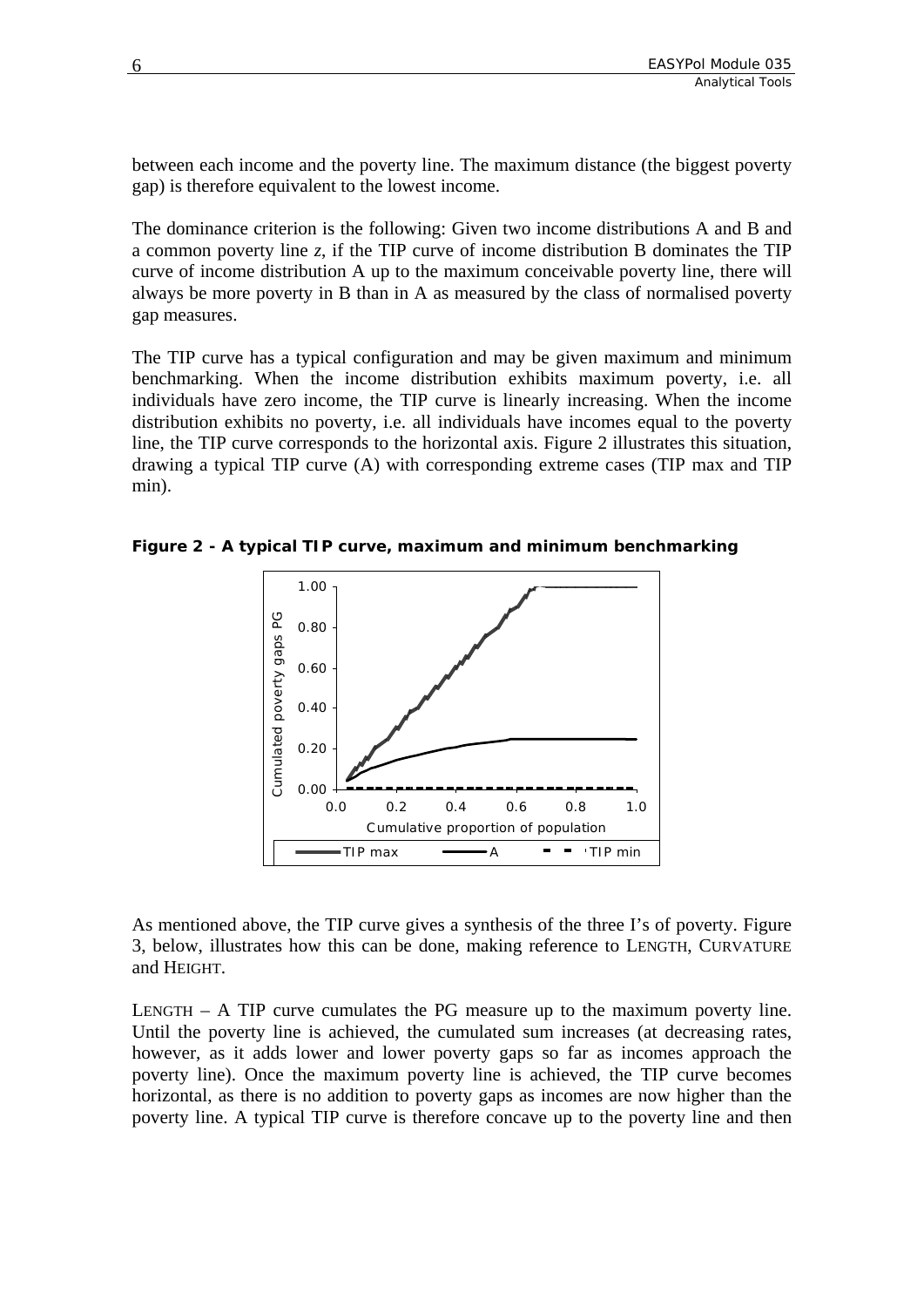between each income and the poverty line. The maximum distance (the biggest poverty gap) is therefore equivalent to the lowest income.

The dominance criterion is the following: Given two income distributions A and B and a common poverty line $z$, if the TIP curve of income distribution B dominates the TIP curve of income distribution A up to the maximum conceivable poverty line, there will always be more poverty in B than in A as measured by the class of normalised poverty gap measures.

The TIP curve has a typical configuration and may be given maximum and minimum benchmarking. When the income distribution exhibits maximum poverty, i.e. all individuals have zero income, the TIP curve is linearly increasing. When the income distribution exhibits no poverty, i.e. all individuals have incomes equal to the poverty line, the TIP curve corresponds to the horizontal axis. Figure 2 illustrates this situation, drawing a typical TIP curve (A) with corresponding extreme cases (TIP max and TIP min).

**Figure 2 - A typical TIP curve, maximum and minimum benchmarking**

As mentioned above, the TIP curve gives a synthesis of the three I's of poverty. Figure 3, below, illustrates how this can be done, making reference to LENGTH, CURVATURE and HEIGHT.

LENGTH – A TIP curve cumulates the PG measure up to the maximum poverty line. Until the poverty line is achieved, the cumulated sum increases (at decreasing rates, however, as it adds lower and lower poverty gaps so far as incomes approach the poverty line). Once the maximum poverty line is achieved, the TIP curve becomes horizontal, as there is no addition to poverty gaps as incomes are now higher than the poverty line. A typical TIP curve is therefore concave up to the poverty line and then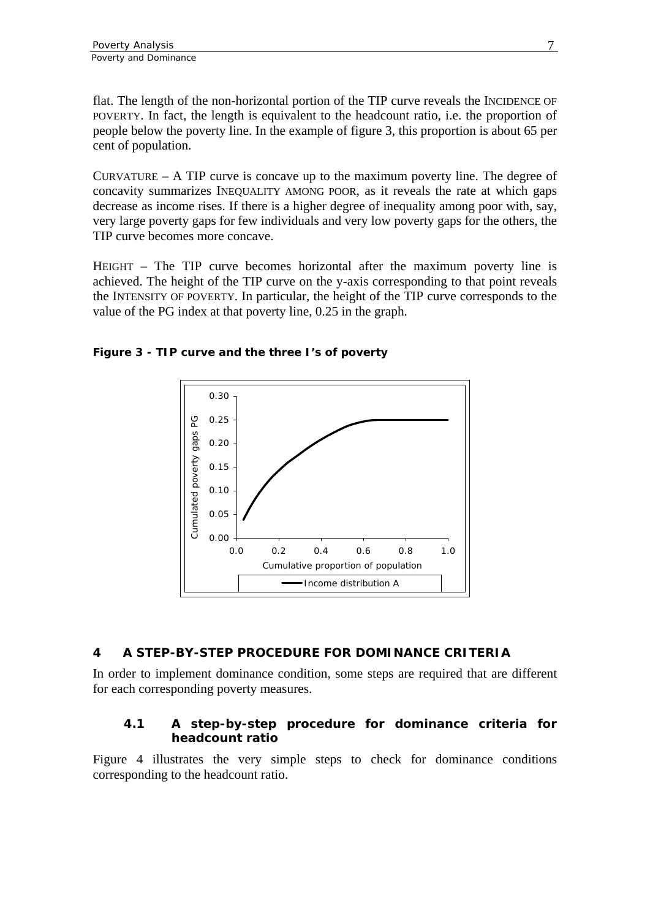flat. The length of the non-horizontal portion of the TIP curve reveals the INCIDENCE OF POVERTY. In fact, the length is equivalent to the headcount ratio, i.e. the proportion of people below the poverty line. In the example of figure 3, this proportion is about 65 per cent of population.

CURVATURE – A TIP curve is concave up to the maximum poverty line. The degree of concavity summarizes INEQUALITY AMONG POOR, as it reveals the rate at which gaps decrease as income rises. If there is a higher degree of inequality among poor with, say, very large poverty gaps for few individuals and very low poverty gaps for the others, the TIP curve becomes more concave.

HEIGHT – The TIP curve becomes horizontal after the maximum poverty line is achieved. The height of the TIP curve on the y-axis corresponding to that point reveals the INTENSITY OF POVERTY. In particular, the height of the TIP curve corresponds to the value of the PG index at that poverty line, 0.25 in the graph.

**Figure 3 - TIP curve and the three I's of poverty**

## 4 A STEP-BY-STEP PROCEDURE FOR DOMINANCE CRITERIA

In order to implement dominance condition, some steps are required that are different for each corresponding poverty measures.

### 4.1 A step-by-step procedure for dominance criteria for headcount ratio

Figure 4 illustrates the very simple steps to check for dominance conditions corresponding to the headcount ratio.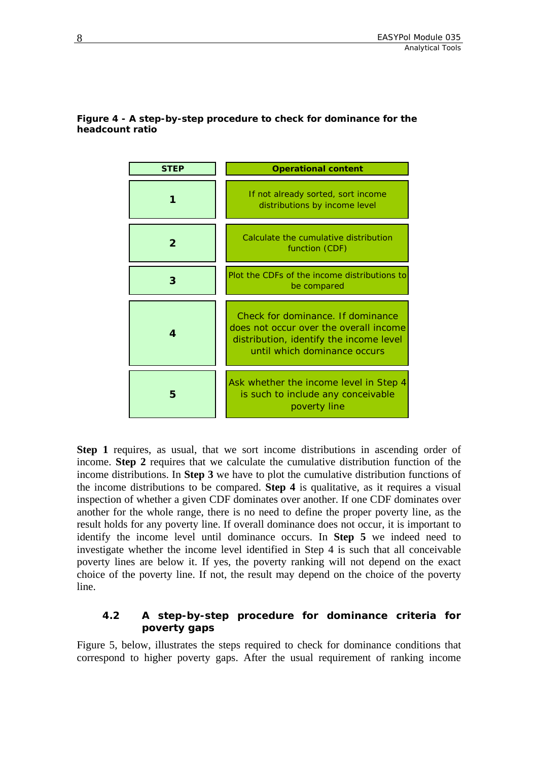**Figure 4 - A step-by-step procedure to check for dominance for the headcount ratio**

| STEP | Operational content |
|---|---|
| **1** | If not already sorted, sort income distributions by income level |
| **2** | Calculate the cumulative distribution function (CDF) |
| **3** | Plot the CDFs of the income distributions to be compared |
| **4** | Check for dominance. If dominance does not occur over the overall income distribution, identify the income level until which dominance occurs |
| **5** | Ask whether the income level in Step 4 is such to include any conceivable poverty line |

**Step 1** requires, as usual, that we sort income distributions in ascending order of income. **Step 2** requires that we calculate the cumulative distribution function of the income distributions. In **Step 3** we have to plot the cumulative distribution functions of the income distributions to be compared. **Step 4** is qualitative, as it requires a visual inspection of whether a given CDF dominates over another. If one CDF dominates over another for the whole range, there is no need to define the proper poverty line, as the result holds for any poverty line. If overall dominance does not occur, it is important to identify the income level until dominance occurs. In **Step 5** we indeed need to investigate whether the income level identified in Step 4 is such that all conceivable poverty lines are below it. If yes, the poverty ranking will not depend on the exact choice of the poverty line. If not, the result may depend on the choice of the poverty line.

### 4.2 A step-by-step procedure for dominance criteria for poverty gaps

Figure 5, below, illustrates the steps required to check for dominance conditions that correspond to higher poverty gaps. After the usual requirement of ranking income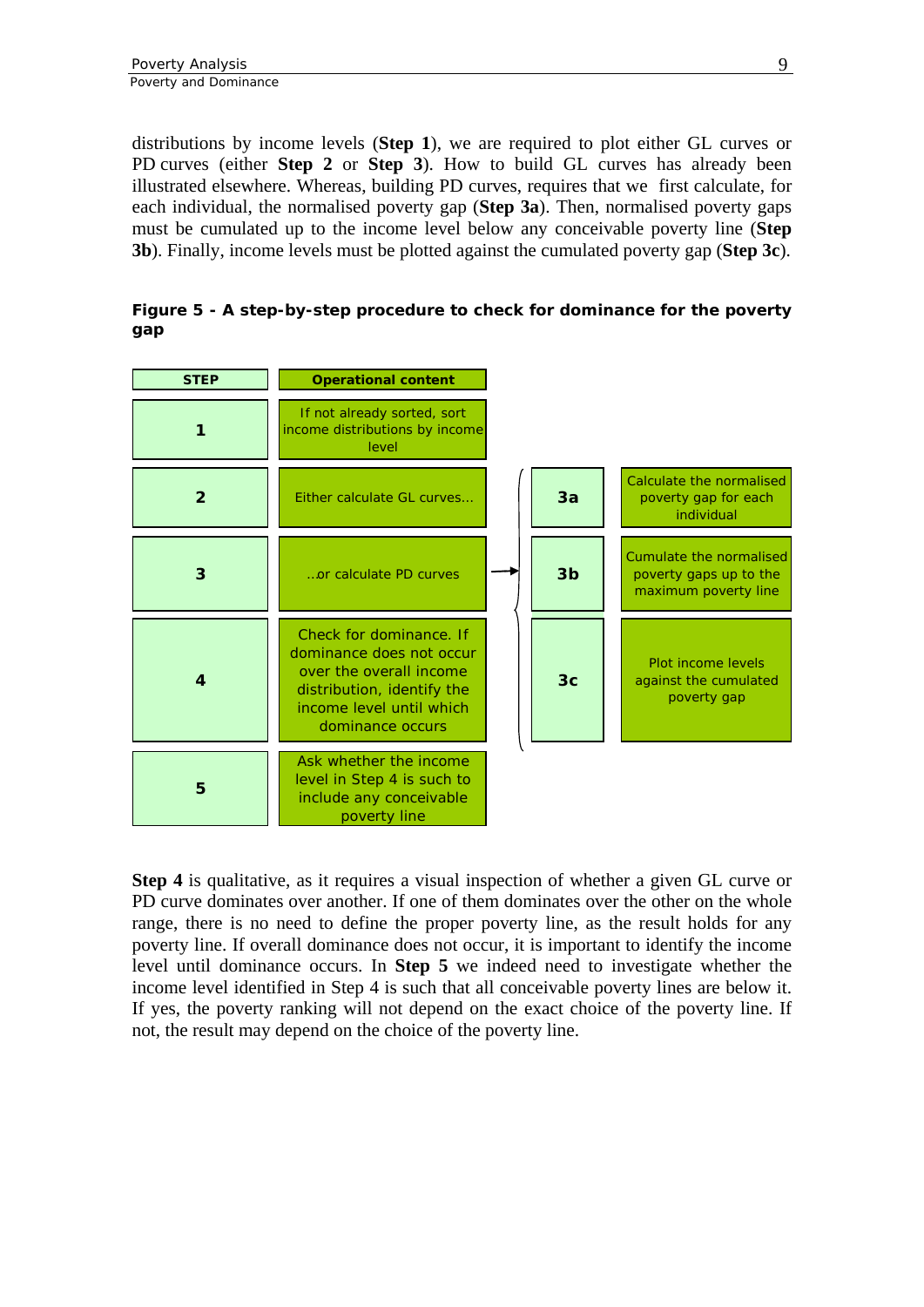distributions by income levels (**Step 1**), we are required to plot either GL curves or PD curves (either **Step 2** or **Step 3**). How to build GL curves has already been illustrated elsewhere. Whereas, building PD curves, requires that we first calculate, for each individual, the normalised poverty gap (**Step 3a**). Then, normalised poverty gaps must be cumulated up to the income level below any conceivable poverty line (**Step 3b**). Finally, income levels must be plotted against the cumulated poverty gap (**Step 3c**).

**Figure 5 - A step-by-step procedure to check for dominance for the poverty gap**

| STEP | Operational content | | |
|---|---|---|---|
| 1 | If not already sorted, sort income distributions by income level | | |
| 2 | Either calculate GL curves... | | |
| 3 | ..or calculate PD curves | 3a | Calculate the normalised poverty gap for each individual |
| | | 3b | Cumulate the normalised poverty gaps up to the maximum poverty line |
| | | 3c | Plot income levels against the cumulated poverty gap |
| 4 | Check for dominance. If dominance does not occur over the overall income distribution, identify the income level until which dominance occurs | | |
| 5 | Ask whether the income level in Step 4 is such to include any conceivable poverty line | | |

**Step 4** is qualitative, as it requires a visual inspection of whether a given GL curve or PD curve dominates over another. If one of them dominates over the other on the whole range, there is no need to define the proper poverty line, as the result holds for any poverty line. If overall dominance does not occur, it is important to identify the income level until dominance occurs. In **Step 5** we indeed need to investigate whether the income level identified in Step 4 is such that all conceivable poverty lines are below it. If yes, the poverty ranking will not depend on the exact choice of the poverty line. If not, the result may depend on the choice of the poverty line.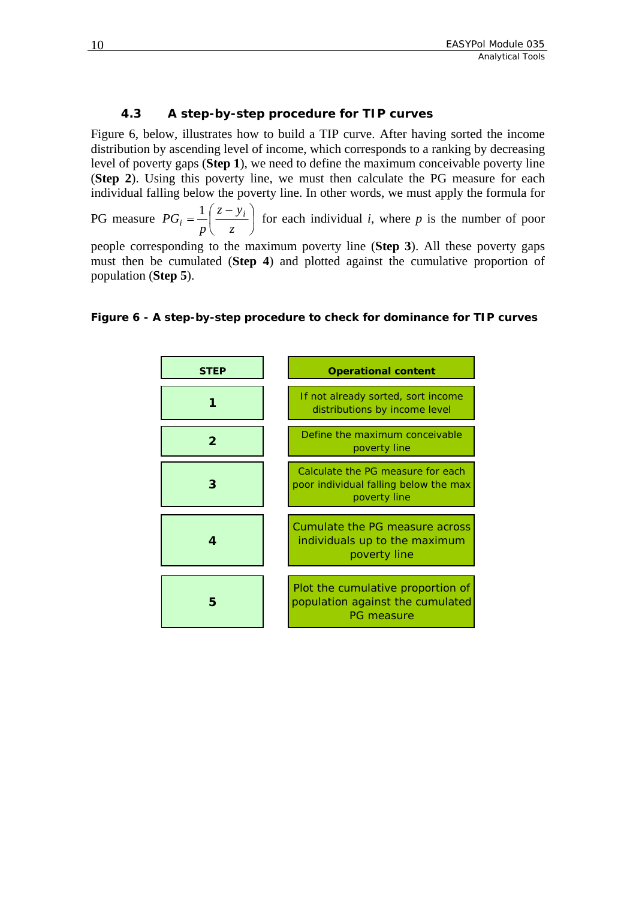### 4.3 A step-by-step procedure for TIP curves

Figure 6, below, illustrates how to build a TIP curve. After having sorted the income distribution by ascending level of income, which corresponds to a ranking by decreasing level of poverty gaps (**Step 1**), we need to define the maximum conceivable poverty line (**Step 2**). Using this poverty line, we must then calculate the PG measure for each individual falling below the poverty line. In other words, we must apply the formula for PG measure $PG_i = \frac{1}{p}\left(\frac{z - y_i}{z}\right)$ for each individual $i$, where $p$ is the number of poor people corresponding to the maximum poverty line (**Step 3**). All these poverty gaps must then be cumulated (**Step 4**) and plotted against the cumulative proportion of population (**Step 5**).

**Figure 6 - A step-by-step procedure to check for dominance for TIP curves**

| STEP | Operational content |
|---|---|
| 1 | If not already sorted, sort income distributions by income level |
| 2 | Define the maximum conceivable poverty line |
| 3 | Calculate the PG measure for each poor individual falling below the max poverty line |
| 4 | Cumulate the PG measure across individuals up to the maximum poverty line |
| 5 | Plot the cumulative proportion of population against the cumulated PG measure |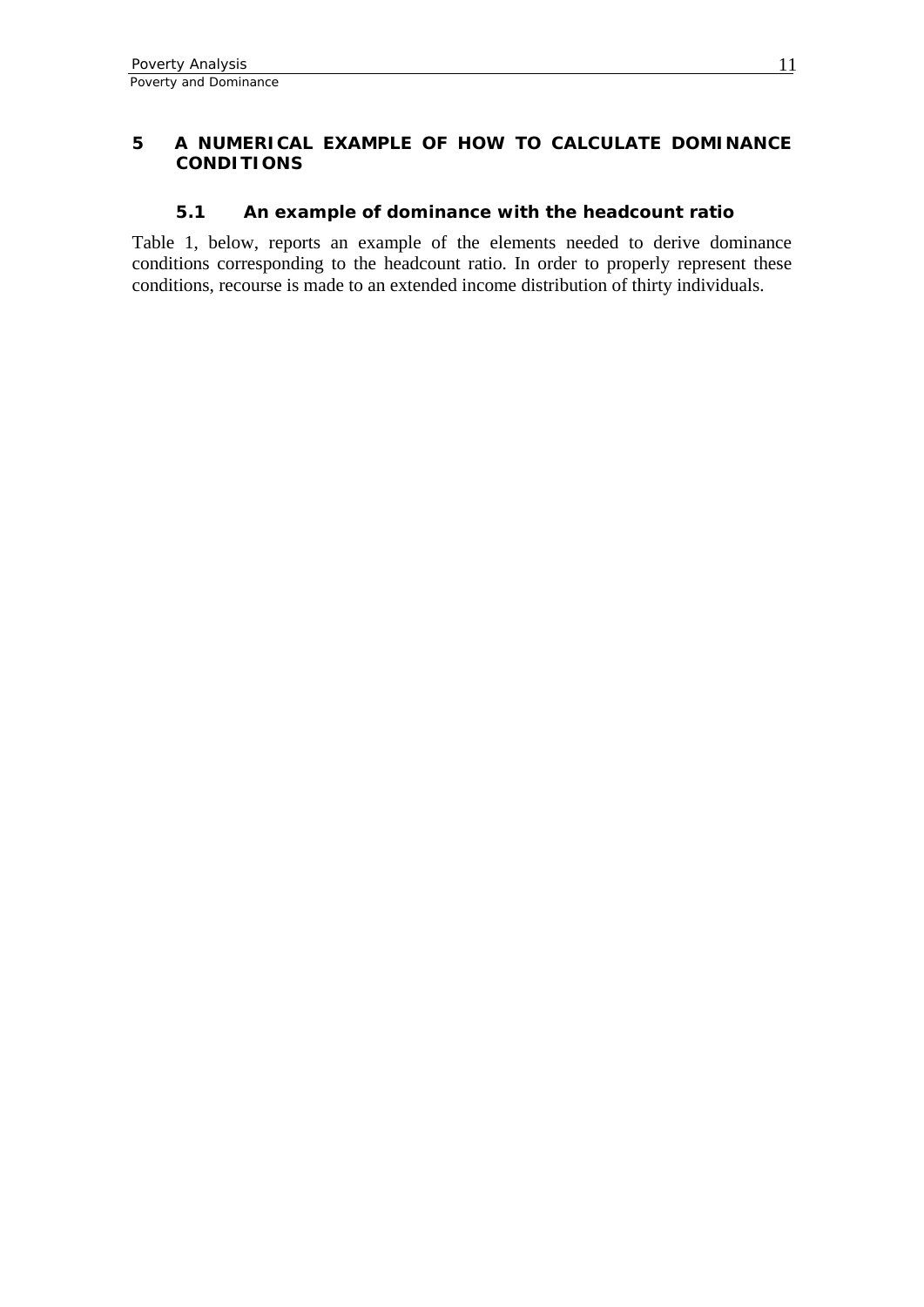# 5 A NUMERICAL EXAMPLE OF HOW TO CALCULATE DOMINANCE CONDITIONS

## 5.1 An example of dominance with the headcount ratio

Table 1, below, reports an example of the elements needed to derive dominance conditions corresponding to the headcount ratio. In order to properly represent these conditions, recourse is made to an extended income distribution of thirty individuals.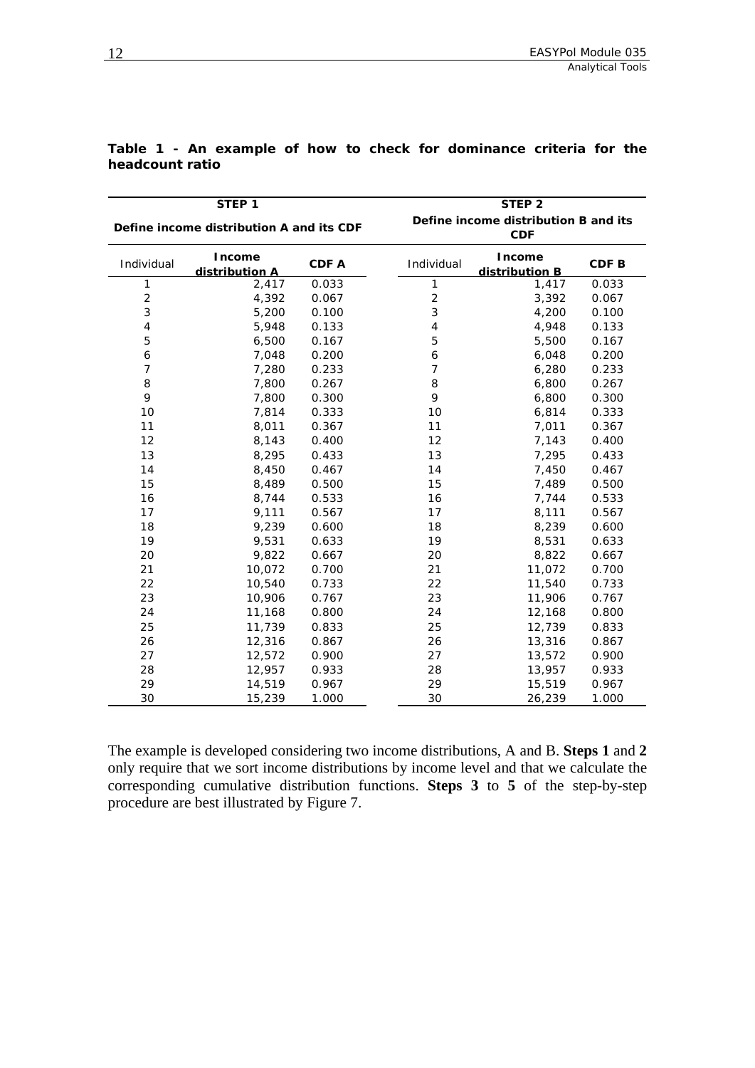**Table 1 - An example of how to check for dominance criteria for the headcount ratio**

| STEP 1 | | | STEP 2 | | |
|---|---|---|---|---|---|
| Define income distribution A and its CDF | | | Define income distribution B and its CDF | | |
| Individual | Income distribution A | CDF A | Individual | Income distribution B | CDF B |
| 1 | 2,417 | 0.033 | 1 | 1,417 | 0.033 |
| 2 | 4,392 | 0.067 | 2 | 3,392 | 0.067 |
| 3 | 5,200 | 0.100 | 3 | 4,200 | 0.100 |
| 4 | 5,948 | 0.133 | 4 | 4,948 | 0.133 |
| 5 | 6,500 | 0.167 | 5 | 5,500 | 0.167 |
| 6 | 7,048 | 0.200 | 6 | 6,048 | 0.200 |
| 7 | 7,280 | 0.233 | 7 | 6,280 | 0.233 |
| 8 | 7,800 | 0.267 | 8 | 6,800 | 0.267 |
| 9 | 7,800 | 0.300 | 9 | 6,800 | 0.300 |
| 10 | 7,814 | 0.333 | 10 | 6,814 | 0.333 |
| 11 | 8,011 | 0.367 | 11 | 7,011 | 0.367 |
| 12 | 8,143 | 0.400 | 12 | 7,143 | 0.400 |
| 13 | 8,295 | 0.433 | 13 | 7,295 | 0.433 |
| 14 | 8,450 | 0.467 | 14 | 7,450 | 0.467 |
| 15 | 8,489 | 0.500 | 15 | 7,489 | 0.500 |
| 16 | 8,744 | 0.533 | 16 | 7,744 | 0.533 |
| 17 | 9,111 | 0.567 | 17 | 8,111 | 0.567 |
| 18 | 9,239 | 0.600 | 18 | 8,239 | 0.600 |
| 19 | 9,531 | 0.633 | 19 | 8,531 | 0.633 |
| 20 | 9,822 | 0.667 | 20 | 8,822 | 0.667 |
| 21 | 10,072 | 0.700 | 21 | 11,072 | 0.700 |
| 22 | 10,540 | 0.733 | 22 | 11,540 | 0.733 |
| 23 | 10,906 | 0.767 | 23 | 11,906 | 0.767 |
| 24 | 11,168 | 0.800 | 24 | 12,168 | 0.800 |
| 25 | 11,739 | 0.833 | 25 | 12,739 | 0.833 |
| 26 | 12,316 | 0.867 | 26 | 13,316 | 0.867 |
| 27 | 12,572 | 0.900 | 27 | 13,572 | 0.900 |
| 28 | 12,957 | 0.933 | 28 | 13,957 | 0.933 |
| 29 | 14,519 | 0.967 | 29 | 15,519 | 0.967 |
| 30 | 15,239 | 1.000 | 30 | 26,239 | 1.000 |

The example is developed considering two income distributions, A and B. **Steps 1** and **2** only require that we sort income distributions by income level and that we calculate the corresponding cumulative distribution functions. **Steps 3** to **5** of the step-by-step procedure are best illustrated by Figure 7.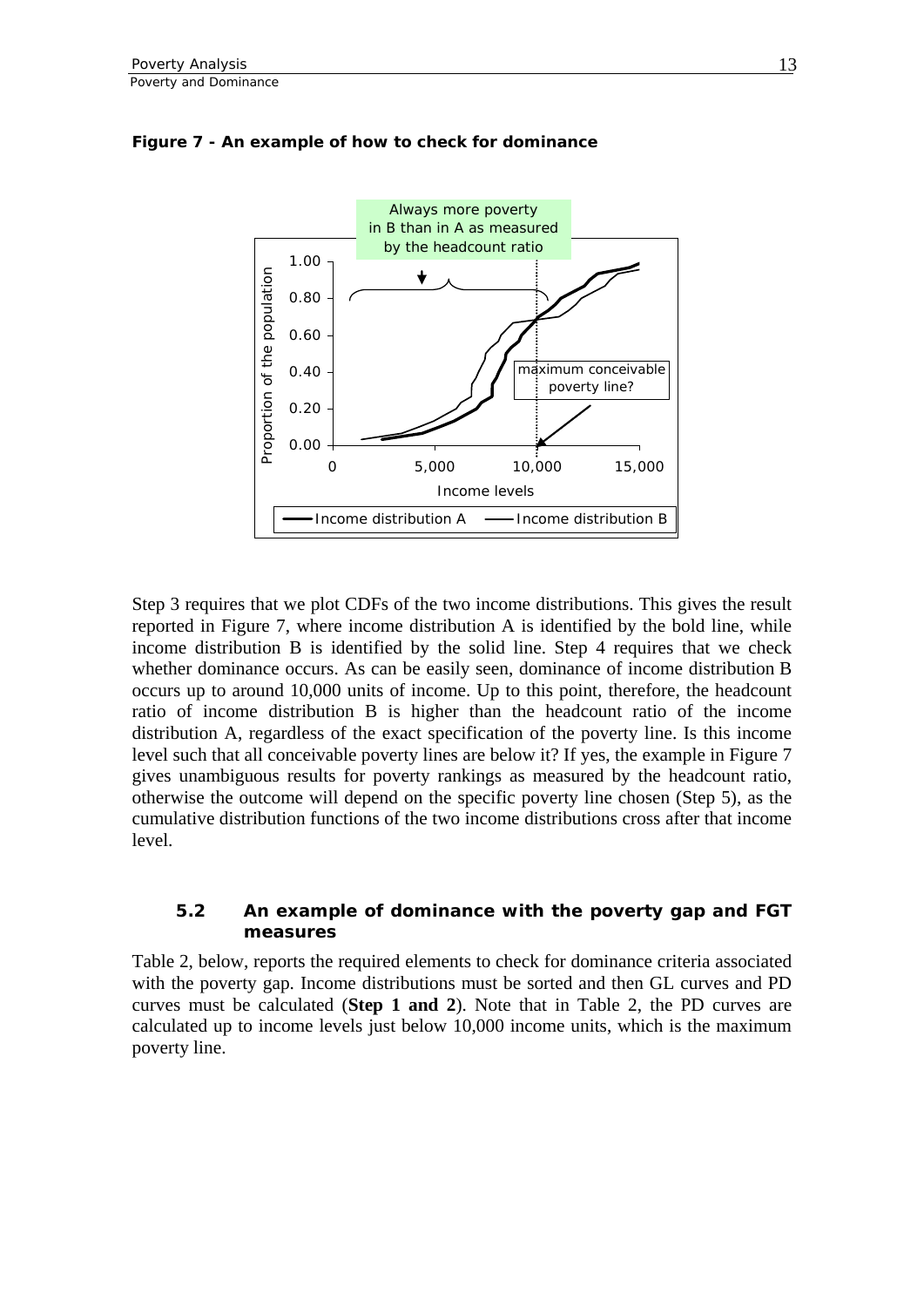**Figure 7 - An example of how to check for dominance**

Step 3 requires that we plot CDFs of the two income distributions. This gives the result reported in Figure 7, where income distribution A is identified by the bold line, while income distribution B is identified by the solid line. Step 4 requires that we check whether dominance occurs. As can be easily seen, dominance of income distribution B occurs up to around 10,000 units of income. Up to this point, therefore, the headcount ratio of income distribution B is higher than the headcount ratio of the income distribution A, regardless of the exact specification of the poverty line. Is this income level such that all conceivable poverty lines are below it? If yes, the example in Figure 7 gives unambiguous results for poverty rankings as measured by the headcount ratio, otherwise the outcome will depend on the specific poverty line chosen (Step 5), as the cumulative distribution functions of the two income distributions cross after that income level.

### 5.2 An example of dominance with the poverty gap and FGT measures

Table 2, below, reports the required elements to check for dominance criteria associated with the poverty gap. Income distributions must be sorted and then GL curves and PD curves must be calculated (**Step 1 and 2**). Note that in Table 2, the PD curves are calculated up to income levels just below 10,000 income units, which is the maximum poverty line.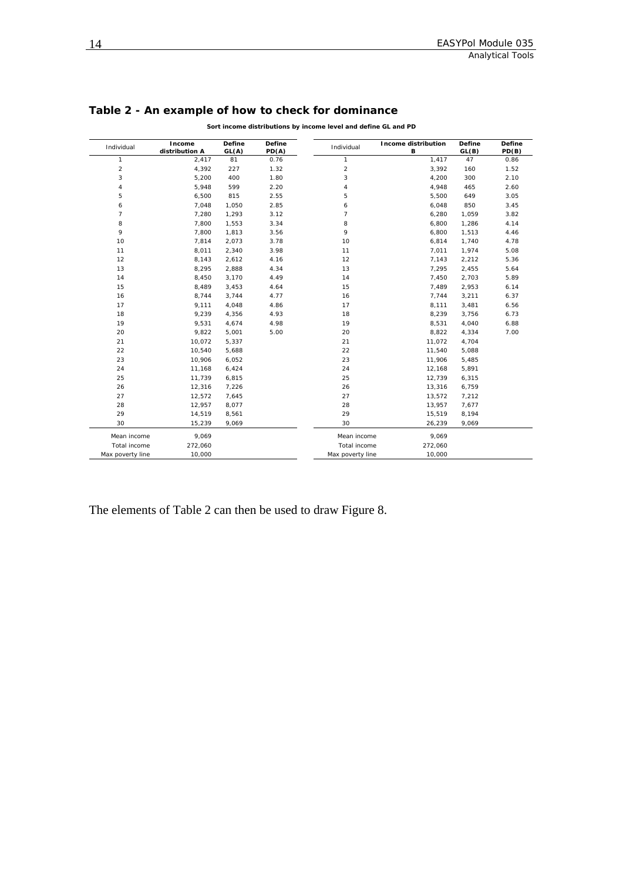## Table 2 - An example of how to check for dominance

**Sort income distributions by income level and define GL and PD**

| Individual | Income distribution A | Define GL(A) | Define PD(A) | Individual | Income distribution B | Define GL(B) | Define PD(B) |
|---|---|---|---|---|---|---|---|
| 1 | 2,417 | 81 | 0.76 | 1 | 1,417 | 47 | 0.86 |
| 2 | 4,392 | 227 | 1.32 | 2 | 3,392 | 160 | 1.52 |
| 3 | 5,200 | 400 | 1.80 | 3 | 4,200 | 300 | 2.10 |
| 4 | 5,948 | 599 | 2.20 | 4 | 4,948 | 465 | 2.60 |
| 5 | 6,500 | 815 | 2.55 | 5 | 5,500 | 649 | 3.05 |
| 6 | 7,048 | 1,050 | 2.85 | 6 | 6,048 | 850 | 3.45 |
| 7 | 7,280 | 1,293 | 3.12 | 7 | 6,280 | 1,059 | 3.82 |
| 8 | 7,800 | 1,553 | 3.34 | 8 | 6,800 | 1,286 | 4.14 |
| 9 | 7,800 | 1,813 | 3.56 | 9 | 6,800 | 1,513 | 4.46 |
| 10 | 7,814 | 2,073 | 3.78 | 10 | 6,814 | 1,740 | 4.78 |
| 11 | 8,011 | 2,340 | 3.98 | 11 | 7,011 | 1,974 | 5.08 |
| 12 | 8,143 | 2,612 | 4.16 | 12 | 7,143 | 2,212 | 5.36 |
| 13 | 8,295 | 2,888 | 4.34 | 13 | 7,295 | 2,455 | 5.64 |
| 14 | 8,450 | 3,170 | 4.49 | 14 | 7,450 | 2,703 | 5.89 |
| 15 | 8,489 | 3,453 | 4.64 | 15 | 7,489 | 2,953 | 6.14 |
| 16 | 8,744 | 3,744 | 4.77 | 16 | 7,744 | 3,211 | 6.37 |
| 17 | 9,111 | 4,048 | 4.86 | 17 | 8,111 | 3,481 | 6.56 |
| 18 | 9,239 | 4,356 | 4.93 | 18 | 8,239 | 3,756 | 6.73 |
| 19 | 9,531 | 4,674 | 4.98 | 19 | 8,531 | 4,040 | 6.88 |
| 20 | 9,822 | 5,001 | 5.00 | 20 | 8,822 | 4,334 | 7.00 |
| 21 | 10,072 | 5,337 | | 21 | 11,072 | 4,704 | |
| 22 | 10,540 | 5,688 | | 22 | 11,540 | 5,088 | |
| 23 | 10,906 | 6,052 | | 23 | 11,906 | 5,485 | |
| 24 | 11,168 | 6,424 | | 24 | 12,168 | 5,891 | |
| 25 | 11,739 | 6,815 | | 25 | 12,739 | 6,315 | |
| 26 | 12,316 | 7,226 | | 26 | 13,316 | 6,759 | |
| 27 | 12,572 | 7,645 | | 27 | 13,572 | 7,212 | |
| 28 | 12,957 | 8,077 | | 28 | 13,957 | 7,677 | |
| 29 | 14,519 | 8,561 | | 29 | 15,519 | 8,194 | |
| 30 | 15,239 | 9,069 | | 30 | 26,239 | 9,069 | |
| Mean income | 9,069 | | | Mean income | 9,069 | | |
| Total income | 272,060 | | | Total income | 272,060 | | |
| Max poverty line | 10,000 | | | Max poverty line | 10,000 | | |

The elements of Table 2 can then be used to draw Figure 8.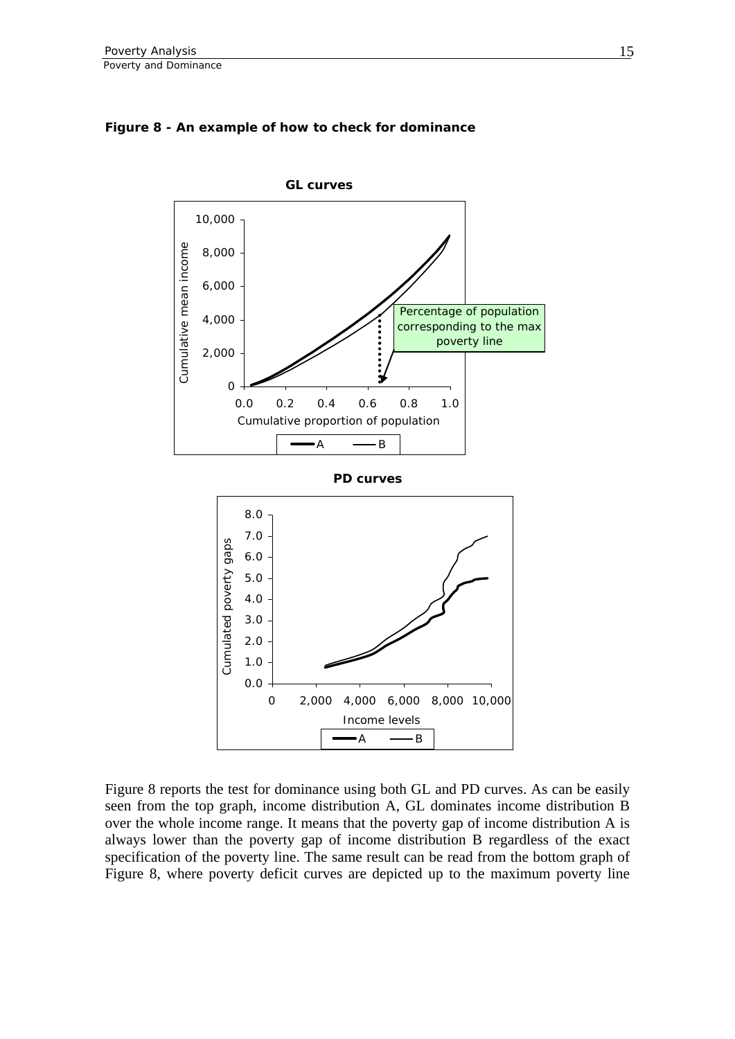**Figure 8 - An example of how to check for dominance**

Figure 8 reports the test for dominance using both GL and PD curves. As can be easily seen from the top graph, income distribution A, GL dominates income distribution B over the whole income range. It means that the poverty gap of income distribution A is always lower than the poverty gap of income distribution B regardless of the exact specification of the poverty line. The same result can be read from the bottom graph of Figure 8, where poverty deficit curves are depicted up to the maximum poverty line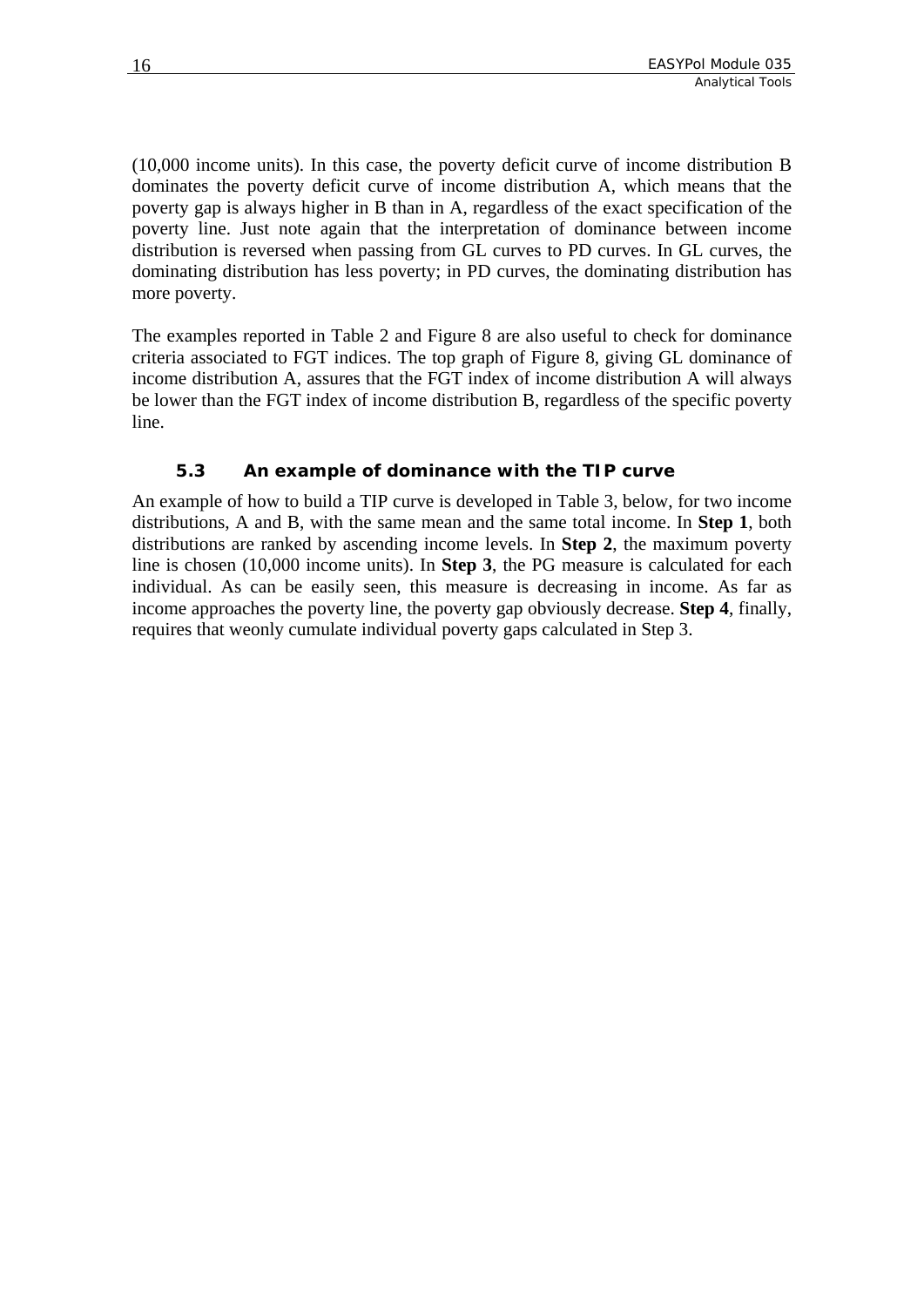(10,000 income units). In this case, the poverty deficit curve of income distribution B dominates the poverty deficit curve of income distribution A, which means that the poverty gap is always higher in B than in A, regardless of the exact specification of the poverty line. Just note again that the interpretation of dominance between income distribution is reversed when passing from GL curves to PD curves. In GL curves, the dominating distribution has less poverty; in PD curves, the dominating distribution has more poverty.

The examples reported in Table 2 and Figure 8 are also useful to check for dominance criteria associated to FGT indices. The top graph of Figure 8, giving GL dominance of income distribution A, assures that the FGT index of income distribution A will always be lower than the FGT index of income distribution B, regardless of the specific poverty line.

### 5.3 An example of dominance with the TIP curve

An example of how to build a TIP curve is developed in Table 3, below, for two income distributions, A and B, with the same mean and the same total income. In **Step 1**, both distributions are ranked by ascending income levels. In **Step 2**, the maximum poverty line is chosen (10,000 income units). In **Step 3**, the PG measure is calculated for each individual. As can be easily seen, this measure is decreasing in income. As far as income approaches the poverty line, the poverty gap obviously decrease. **Step 4**, finally, requires that weonly cumulate individual poverty gaps calculated in Step 3.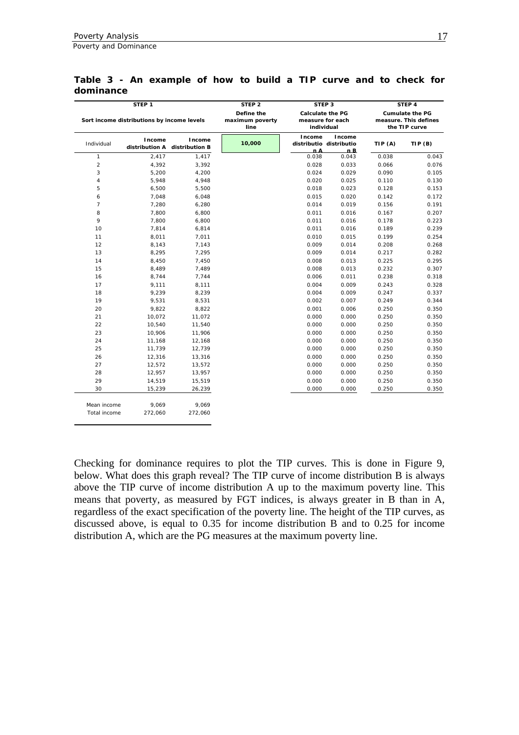**Table 3 - An example of how to build a TIP curve and to check for dominance**

| STEP 1 | | | STEP 2 | STEP 3 | | STEP 4 | |
|---|---|---|---|---|---|---|---|
| Sort income distributions by income levels | | | Define the maximum poverty line | Calculate the PG measure for each individual | | Cumulate the PG measure. This defines the TIP curve | |
| Individual | Income distribution A | Income distribution B | 10,000 | Income distribution A | Income distribution B | TIP (A) | TIP (B) |
| 1 | 2,417 | 1,417 | | 0.038 | 0.043 | 0.038 | 0.043 |
| 2 | 4,392 | 3,392 | | 0.028 | 0.033 | 0.066 | 0.076 |
| 3 | 5,200 | 4,200 | | 0.024 | 0.029 | 0.090 | 0.105 |
| 4 | 5,948 | 4,948 | | 0.020 | 0.025 | 0.110 | 0.130 |
| 5 | 6,500 | 5,500 | | 0.018 | 0.023 | 0.128 | 0.153 |
| 6 | 7,048 | 6,048 | | 0.015 | 0.020 | 0.142 | 0.172 |
| 7 | 7,280 | 6,280 | | 0.014 | 0.019 | 0.156 | 0.191 |
| 8 | 7,800 | 6,800 | | 0.011 | 0.016 | 0.167 | 0.207 |
| 9 | 7,800 | 6,800 | | 0.011 | 0.016 | 0.178 | 0.223 |
| 10 | 7,814 | 6,814 | | 0.011 | 0.016 | 0.189 | 0.239 |
| 11 | 8,011 | 7,011 | | 0.010 | 0.015 | 0.199 | 0.254 |
| 12 | 8,143 | 7,143 | | 0.009 | 0.014 | 0.208 | 0.268 |
| 13 | 8,295 | 7,295 | | 0.009 | 0.014 | 0.217 | 0.282 |
| 14 | 8,450 | 7,450 | | 0.008 | 0.013 | 0.225 | 0.295 |
| 15 | 8,489 | 7,489 | | 0.008 | 0.013 | 0.232 | 0.307 |
| 16 | 8,744 | 7,744 | | 0.006 | 0.011 | 0.238 | 0.318 |
| 17 | 9,111 | 8,111 | | 0.004 | 0.009 | 0.243 | 0.328 |
| 18 | 9,239 | 8,239 | | 0.004 | 0.009 | 0.247 | 0.337 |
| 19 | 9,531 | 8,531 | | 0.002 | 0.007 | 0.249 | 0.344 |
| 20 | 9,822 | 8,822 | | 0.001 | 0.006 | 0.250 | 0.350 |
| 21 | 10,072 | 11,072 | | 0.000 | 0.000 | 0.250 | 0.350 |
| 22 | 10,540 | 11,540 | | 0.000 | 0.000 | 0.250 | 0.350 |
| 23 | 10,906 | 11,906 | | 0.000 | 0.000 | 0.250 | 0.350 |
| 24 | 11,168 | 12,168 | | 0.000 | 0.000 | 0.250 | 0.350 |
| 25 | 11,739 | 12,739 | | 0.000 | 0.000 | 0.250 | 0.350 |
| 26 | 12,316 | 13,316 | | 0.000 | 0.000 | 0.250 | 0.350 |
| 27 | 12,572 | 13,572 | | 0.000 | 0.000 | 0.250 | 0.350 |
| 28 | 12,957 | 13,957 | | 0.000 | 0.000 | 0.250 | 0.350 |
| 29 | 14,519 | 15,519 | | 0.000 | 0.000 | 0.250 | 0.350 |
| 30 | 15,239 | 26,239 | | 0.000 | 0.000 | 0.250 | 0.350 |
| Mean income | 9,069 | 9,069 | | | | | |
| Total income | 272,060 | 272,060 | | | | | |

Checking for dominance requires to plot the TIP curves. This is done in Figure 9, below. What does this graph reveal? The TIP curve of income distribution B is always above the TIP curve of income distribution A up to the maximum poverty line. This means that poverty, as measured by FGT indices, is always greater in B than in A, regardless of the exact specification of the poverty line. The height of the TIP curves, as discussed above, is equal to 0.35 for income distribution B and to 0.25 for income distribution A, which are the PG measures at the maximum poverty line.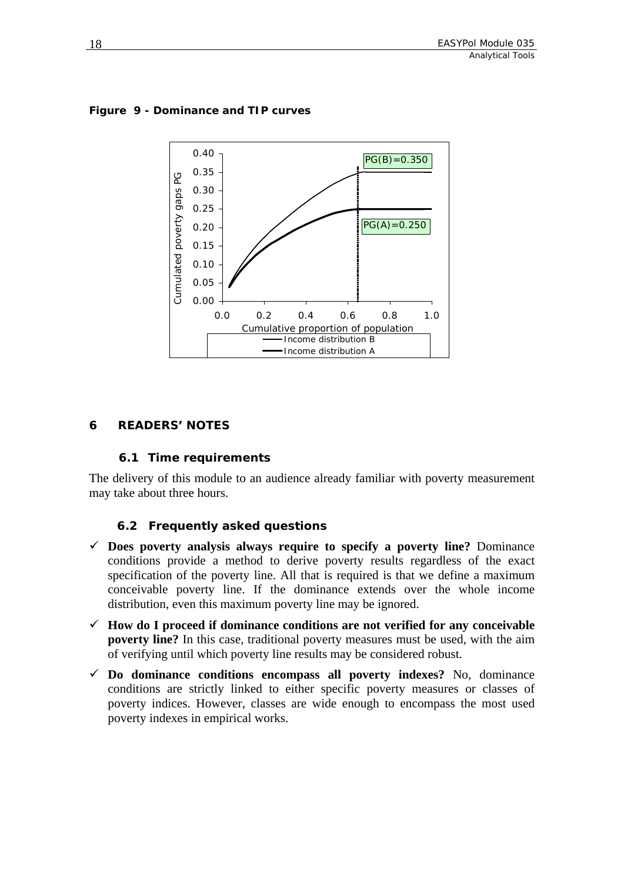**Figure 9 - Dominance and TIP curves**

## 6 READERS' NOTES

### 6.1 Time requirements

The delivery of this module to an audience already familiar with poverty measurement may take about three hours.

### 6.2 Frequently asked questions

- ✓ **Does poverty analysis always require to specify a poverty line?** Dominance conditions provide a method to derive poverty results regardless of the exact specification of the poverty line. All that is required is that we define a maximum conceivable poverty line. If the dominance extends over the whole income distribution, even this maximum poverty line may be ignored.
- ✓ **How do I proceed if dominance conditions are not verified for any conceivable poverty line?** In this case, traditional poverty measures must be used, with the aim of verifying until which poverty line results may be considered robust.
- ✓ **Do dominance conditions encompass all poverty indexes?** No, dominance conditions are strictly linked to either specific poverty measures or classes of poverty indices. However, classes are wide enough to encompass the most used poverty indexes in empirical works.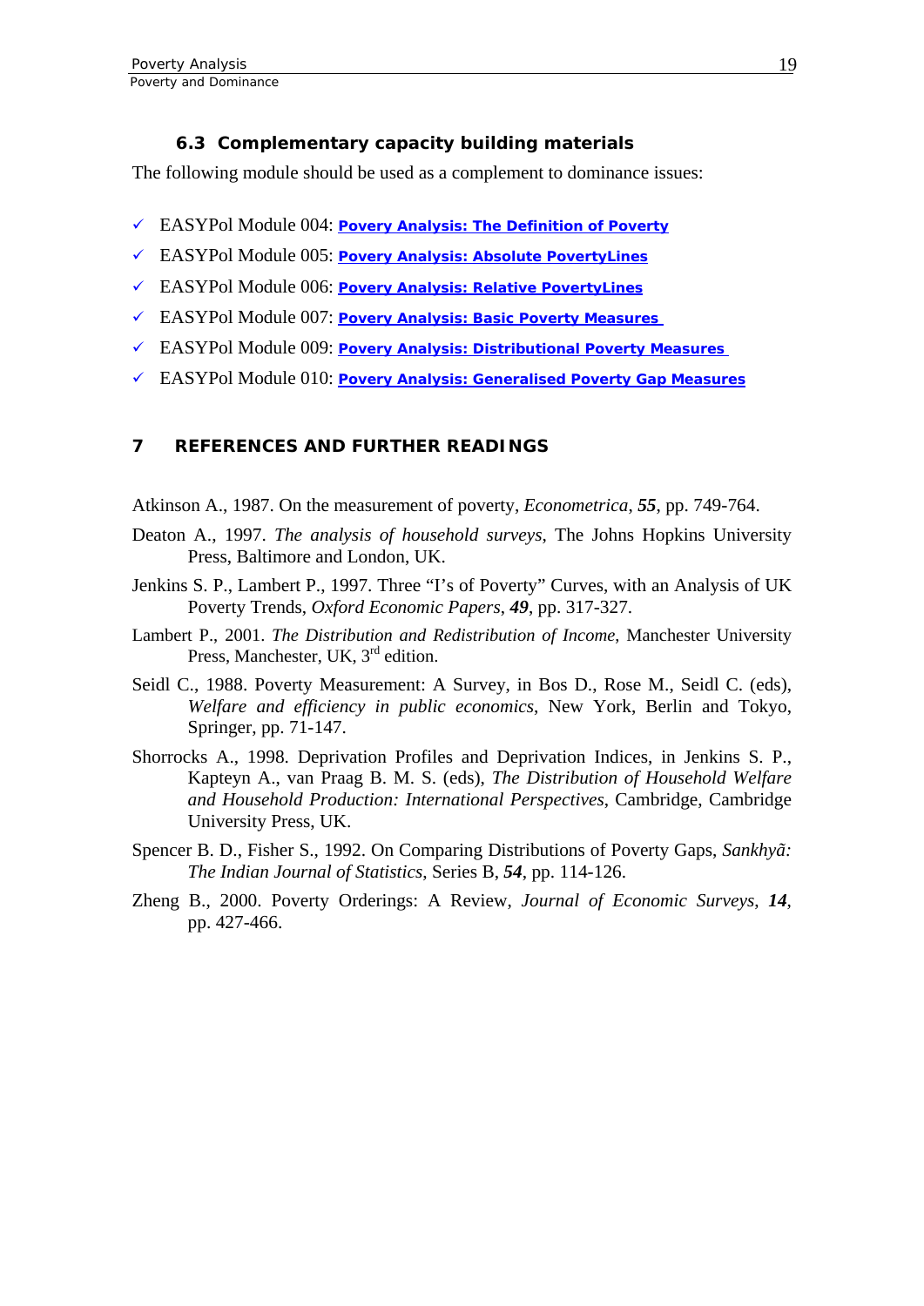### 6.3 Complementary capacity building materials

The following module should be used as a complement to dominance issues:

- ✓ EASYPol Module 004: **Povery Analysis: The Definition of Poverty**
- ✓ EASYPol Module 005: **Povery Analysis: Absolute PovertyLines**
- ✓ EASYPol Module 006: **Povery Analysis: Relative PovertyLines**
- ✓ EASYPol Module 007: **Povery Analysis: Basic Poverty Measures**
- ✓ EASYPol Module 009: **Povery Analysis: Distributional Poverty Measures**
- ✓ EASYPol Module 010: **Povery Analysis: Generalised Poverty Gap Measures**

# 7 REFERENCES AND FURTHER READINGS

Atkinson A., 1987. On the measurement of poverty, *Econometrica*, ***55***, pp. 749-764.

Deaton A., 1997. *The analysis of household surveys*, The Johns Hopkins University Press, Baltimore and London, UK.

Jenkins S. P., Lambert P., 1997. Three "I's of Poverty" Curves, with an Analysis of UK Poverty Trends, *Oxford Economic Papers*, ***49***, pp. 317-327.

Lambert P., 2001. *The Distribution and Redistribution of Income*, Manchester University Press, Manchester, UK, 3rd edition.

Seidl C., 1988. Poverty Measurement: A Survey, in Bos D., Rose M., Seidl C. (eds), *Welfare and efficiency in public economics*, New York, Berlin and Tokyo, Springer, pp. 71-147.

Shorrocks A., 1998. Deprivation Profiles and Deprivation Indices, in Jenkins S. P., Kapteyn A., van Praag B. M. S. (eds), *The Distribution of Household Welfare and Household Production: International Perspectives*, Cambridge, Cambridge University Press, UK.

Spencer B. D., Fisher S., 1992. On Comparing Distributions of Poverty Gaps, *Sankhyã: The Indian Journal of Statistics*, Series B, ***54***, pp. 114-126.

Zheng B., 2000. Poverty Orderings: A Review, *Journal of Economic Surveys*, ***14***, pp. 427-466.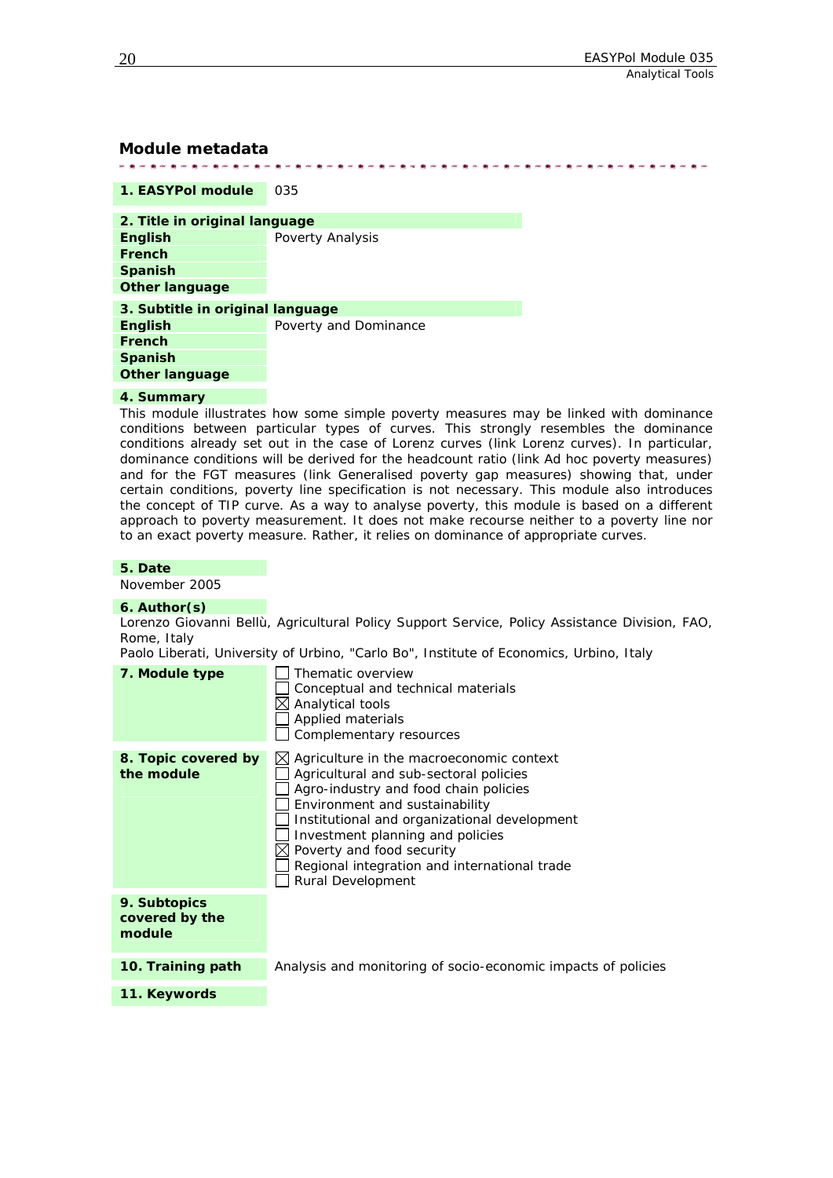## Module metadata

| | |
|---|---|
| **1. EASYPol module** | 035 |

| | |
|---|---|
| **2. Title in original language** | |
| **English** | Poverty Analysis |
| **French** | |
| **Spanish** | |
| **Other language** | |

| | |
|---|---|
| **3. Subtitle in original language** | |
| **English** | Poverty and Dominance |
| **French** | |
| **Spanish** | |
| **Other language** | |

**4. Summary**

This module illustrates how some simple poverty measures may be linked with dominance conditions between particular types of curves. This strongly resembles the dominance conditions already set out in the case of Lorenz curves (link Lorenz curves). In particular, dominance conditions will be derived for the headcount ratio (link Ad hoc poverty measures) and for the FGT measures (link Generalised poverty gap measures) showing that, under certain conditions, poverty line specification is not necessary. This module also introduces the concept of TIP curve. As a way to analyse poverty, this module is based on a different approach to poverty measurement. It does not make recourse neither to a poverty line nor to an exact poverty measure. Rather, it relies on dominance of appropriate curves.

**5. Date**

November 2005

**6. Author(s)**

Lorenzo Giovanni Bellù, Agricultural Policy Support Service, Policy Assistance Division, FAO, Rome, Italy

Paolo Liberati, University of Urbino, "Carlo Bo", Institute of Economics, Urbino, Italy

| | |
|---|---|
| **7. Module type** | ☐ Thematic overview<br>☐ Conceptual and technical materials<br>☒ Analytical tools<br>☐ Applied materials<br>☐ Complementary resources |
| **8. Topic covered by the module** | ☒ Agriculture in the macroeconomic context<br>☐ Agricultural and sub-sectoral policies<br>☐ Agro-industry and food chain policies<br>☐ Environment and sustainability<br>☐ Institutional and organizational development<br>☐ Investment planning and policies<br>☒ Poverty and food security<br>☐ Regional integration and international trade<br>☐ Rural Development |
| **9. Subtopics covered by the module** | |
| **10. Training path** | Analysis and monitoring of socio-economic impacts of policies |
| **11. Keywords** | |